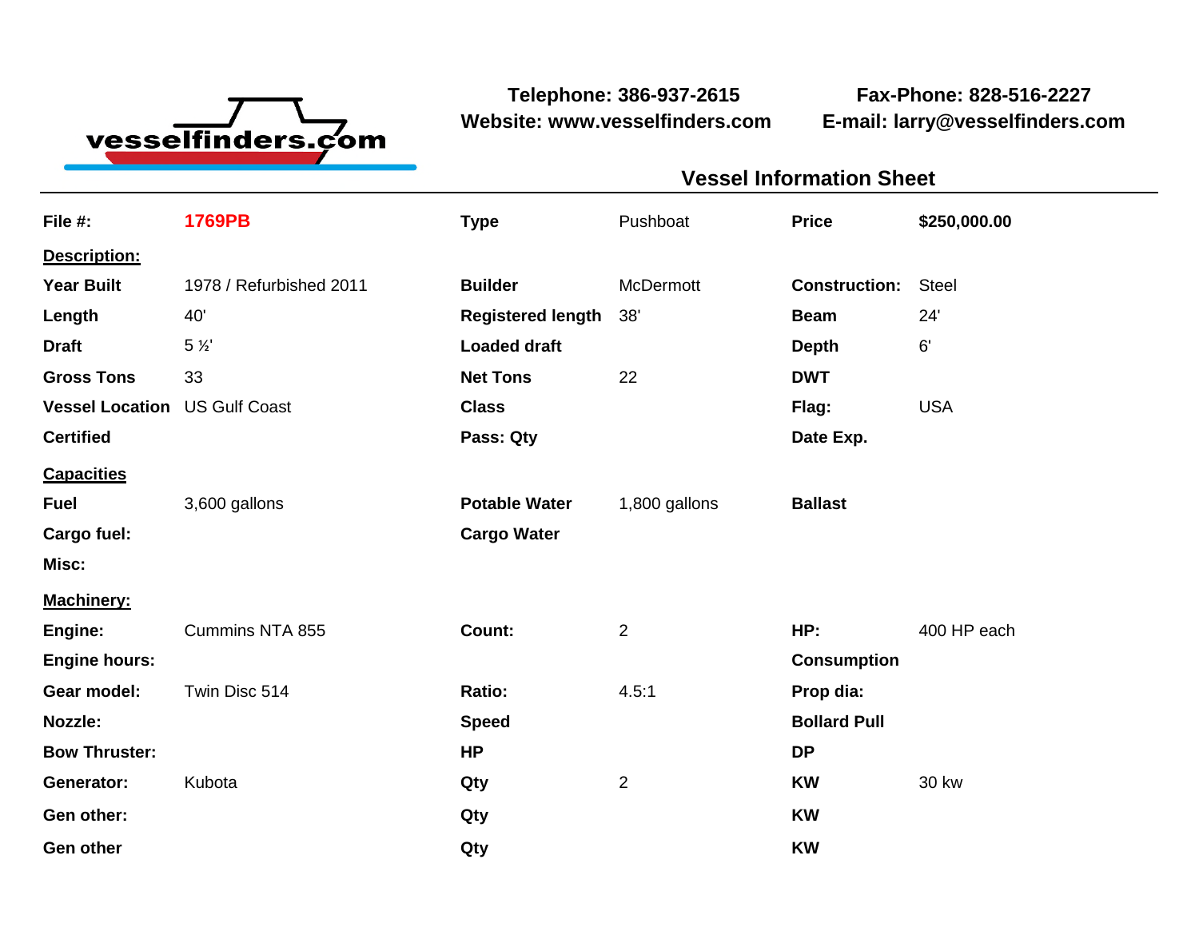vesselfinders.com

**Telephone: 386-937-2615**
**Website: www.vesselfinders.com**

**Fax-Phone: 828-516-2227**
**E-mail: larry@vesselfinders.com**

## Vessel Information Sheet

| | | | | | |
|---|---|---|---|---|---|
| **File #:** | **1769PB** | **Type** | Pushboat | **Price** | **$250,000.00** |
| **Description:** | | | | | |
| **Year Built** | 1978 / Refurbished 2011 | **Builder** | McDermott | **Construction:** | Steel |
| **Length** | 40' | **Registered length** | 38' | **Beam** | 24' |
| **Draft** | 5 ½' | **Loaded draft** | | **Depth** | 6' |
| **Gross Tons** | 33 | **Net Tons** | 22 | **DWT** | |
| **Vessel Location** | US Gulf Coast | **Class** | | **Flag:** | USA |
| **Certified** | | **Pass: Qty** | | **Date Exp.** | |
| **Capacities** | | | | | |
| **Fuel** | 3,600 gallons | **Potable Water** | 1,800 gallons | **Ballast** | |
| **Cargo fuel:** | | **Cargo Water** | | | |
| **Misc:** | | | | | |
| **Machinery:** | | | | | |
| **Engine:** | Cummins NTA 855 | **Count:** | 2 | **HP:** | 400 HP each |
| **Engine hours:** | | | | **Consumption** | |
| **Gear model:** | Twin Disc 514 | **Ratio:** | 4.5:1 | **Prop dia:** | |
| **Nozzle:** | | **Speed** | | **Bollard Pull** | |
| **Bow Thruster:** | | **HP** | | **DP** | |
| **Generator:** | Kubota | **Qty** | 2 | **KW** | 30 kw |
| **Gen other:** | | **Qty** | | **KW** | |
| **Gen other** | | **Qty** | | **KW** | |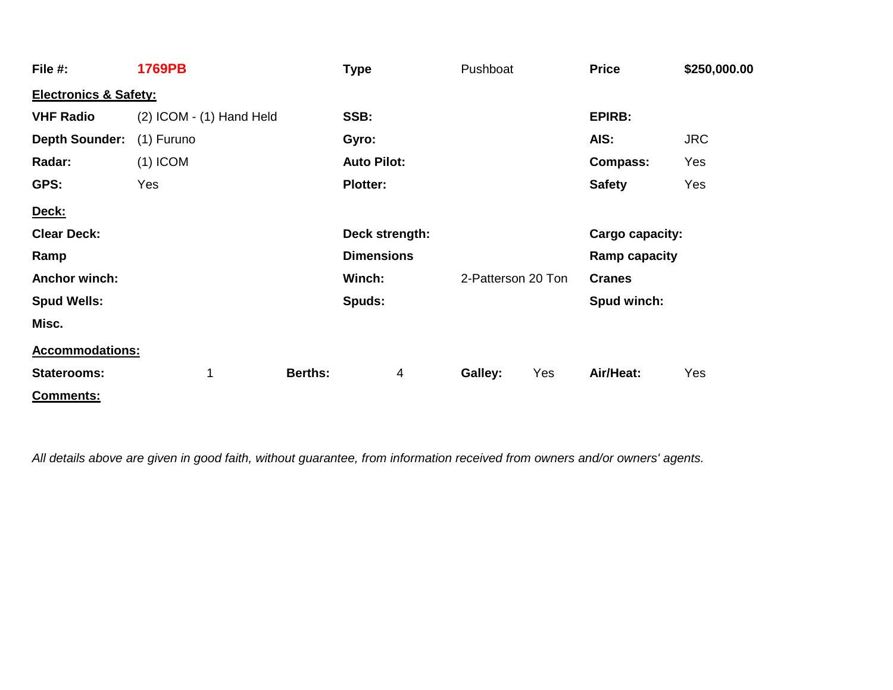| | | | | | |
|---|---|---|---|---|---|
| **File #:** | **1769PB** | **Type** | Pushboat | **Price** | **$250,000.00** |

**Electronics & Safety:**

| | | | | | |
|---|---|---|---|---|---|
| **VHF Radio** | (2) ICOM - (1) Hand Held | **SSB:** | | **EPIRB:** | |
| **Depth Sounder:** | (1) Furuno | **Gyro:** | | **AIS:** | JRC |
| **Radar:** | (1) ICOM | **Auto Pilot:** | | **Compass:** | Yes |
| **GPS:** | Yes | **Plotter:** | | **Safety** | Yes |

**Deck:**

| | | | | | |
|---|---|---|---|---|---|
| **Clear Deck:** | | **Deck strength:** | | **Cargo capacity:** | |
| **Ramp** | | **Dimensions** | | **Ramp capacity** | |
| **Anchor winch:** | | **Winch:** | 2-Patterson 20 Ton | **Cranes** | |
| **Spud Wells:** | | **Spuds:** | | **Spud winch:** | |
| **Misc.** | | | | | |

**Accommodations:**

| | | | | | | | |
|---|---|---|---|---|---|---|---|
| **Staterooms:** | 1 | **Berths:** | 4 | **Galley:** | Yes | **Air/Heat:** | Yes |

**Comments:**

*All details above are given in good faith, without guarantee, from information received from owners and/or owners' agents.*